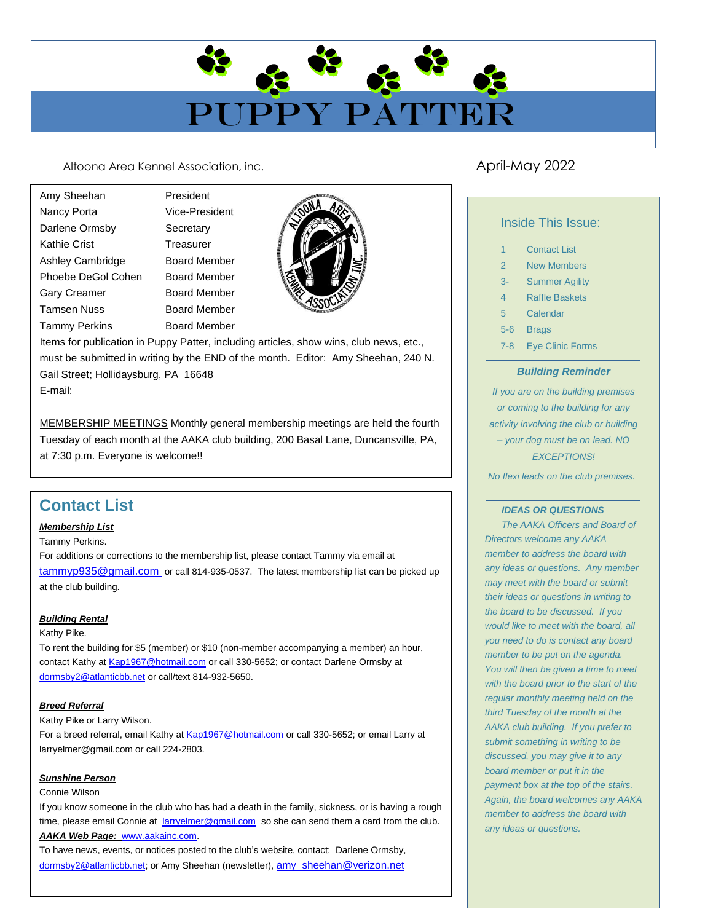# PUPPY PATTER

Altoona Area Kennel Association, inc.

April-May 2022

| | |
|---|---|
| Amy Sheehan | President |
| Nancy Porta | Vice-President |
| Darlene Ormsby | Secretary |
| Kathie Crist | Treasurer |
| Ashley Cambridge | Board Member |
| Phoebe DeGol Cohen | Board Member |
| Gary Creamer | Board Member |
| Tamsen Nuss | Board Member |
| Tammy Perkins | Board Member |

Items for publication in Puppy Patter, including articles, show wins, club news, etc., must be submitted in writing by the END of the month. Editor: Amy Sheehan, 240 N. Gail Street; Hollidaysburg, PA 16648
E-mail:

MEMBERSHIP MEETINGS Monthly general membership meetings are held the fourth Tuesday of each month at the AAKA club building, 200 Basal Lane, Duncansville, PA, at 7:30 p.m. Everyone is welcome!!

## Contact List

***Membership List***
Tammy Perkins.
For additions or corrections to the membership list, please contact Tammy via email at tammyp935@gmail.com or call 814-935-0537. The latest membership list can be picked up at the club building.

***Building Rental***
Kathy Pike.
To rent the building for $5 (member) or $10 (non-member accompanying a member) an hour, contact Kathy at Kap1967@hotmail.com or call 330-5652; or contact Darlene Ormsby at dormsby2@atlanticbb.net or call/text 814-932-5650.

***Breed Referral***
Kathy Pike or Larry Wilson.
For a breed referral, email Kathy at Kap1967@hotmail.com or call 330-5652; or email Larry at larryelmer@gmail.com or call 224-2803.

***Sunshine Person***
Connie Wilson
If you know someone in the club who has had a death in the family, sickness, or is having a rough time, please email Connie at larryelmer@gmail.com so she can send them a card from the club.
***AAKA Web Page:*** www.aakainc.com.
To have news, events, or notices posted to the club's website, contact: Darlene Ormsby, dormsby2@atlanticbb.net; or Amy Sheehan (newsletter), amy_sheehan@verizon.net

### Inside This Issue:

| | |
|---|---|
| 1 | Contact List |
| 2 | New Members |
| 3- | Summer Agility |
| 4 | Raffle Baskets |
| 5 | Calendar |
| 5-6 | Brags |
| 7-8 | Eye Clinic Forms |

***Building Reminder***

*If you are on the building premises or coming to the building for any activity involving the club or building – your dog must be on lead. NO EXCEPTIONS!*

*No flexi leads on the club premises.*

***IDEAS OR QUESTIONS***

*The AAKA Officers and Board of Directors welcome any AAKA member to address the board with any ideas or questions. Any member may meet with the board or submit their ideas or questions in writing to the board to be discussed. If you would like to meet with the board, all you need to do is contact any board member to be put on the agenda. You will then be given a time to meet with the board prior to the start of the regular monthly meeting held on the third Tuesday of the month at the AAKA club building. If you prefer to submit something in writing to be discussed, you may give it to any board member or put it in the payment box at the top of the stairs. Again, the board welcomes any AAKA member to address the board with any ideas or questions.*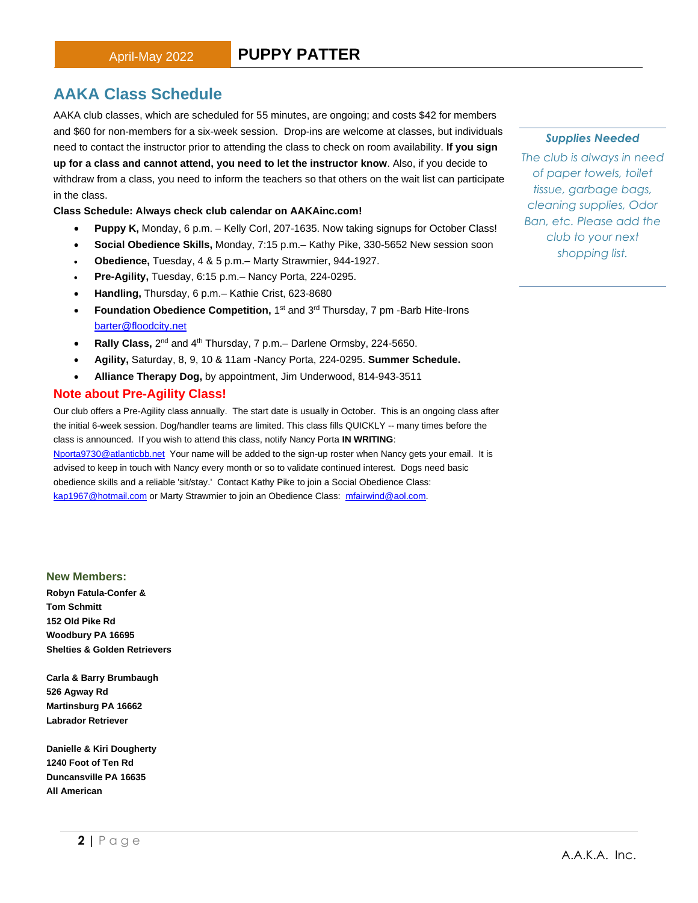## AAKA Class Schedule

AAKA club classes, which are scheduled for 55 minutes, are ongoing; and costs $42 for members and $60 for non-members for a six-week session. Drop-ins are welcome at classes, but individuals need to contact the instructor prior to attending the class to check on room availability. **If you sign up for a class and cannot attend, you need to let the instructor know**. Also, if you decide to withdraw from a class, you need to inform the teachers so that others on the wait list can participate in the class.

**Class Schedule: Always check club calendar on AAKAinc.com!**

- **Puppy K,** Monday, 6 p.m. – Kelly Corl, 207-1635. Now taking signups for October Class!
- **Social Obedience Skills,** Monday, 7:15 p.m.– Kathy Pike, 330-5652 New session soon
- **Obedience,** Tuesday, 4 & 5 p.m.– Marty Strawmier, 944-1927.
- **Pre-Agility,** Tuesday, 6:15 p.m.– Nancy Porta, 224-0295.
- **Handling,** Thursday, 6 p.m.– Kathie Crist, 623-8680
- **Foundation Obedience Competition,** 1st and 3rd Thursday, 7 pm -Barb Hite-Irons barter@floodcity.net
- **Rally Class,** 2nd and 4th Thursday, 7 p.m.– Darlene Ormsby, 224-5650.
- **Agility,** Saturday, 8, 9, 10 & 11am -Nancy Porta, 224-0295. **Summer Schedule.**
- **Alliance Therapy Dog,** by appointment, Jim Underwood, 814-943-3511

### Note about Pre-Agility Class!

Our club offers a Pre-Agility class annually. The start date is usually in October. This is an ongoing class after the initial 6-week session. Dog/handler teams are limited. This class fills QUICKLY -- many times before the class is announced. If you wish to attend this class, notify Nancy Porta **IN WRITING**: Nporta9730@atlanticbb.net Your name will be added to the sign-up roster when Nancy gets your email. It is advised to keep in touch with Nancy every month or so to validate continued interest. Dogs need basic obedience skills and a reliable 'sit/stay.' Contact Kathy Pike to join a Social Obedience Class: kap1967@hotmail.com or Marty Strawmier to join an Obedience Class: mfairwind@aol.com.

### *Supplies Needed*

*The club is always in need of paper towels, toilet tissue, garbage bags, cleaning supplies, Odor Ban, etc. Please add the club to your next shopping list.*

### New Members:

**Robyn Fatula-Confer &**
**Tom Schmitt**
**152 Old Pike Rd**
**Woodbury PA 16695**
**Shelties & Golden Retrievers**

**Carla & Barry Brumbaugh**
**526 Agway Rd**
**Martinsburg PA 16662**
**Labrador Retriever**

**Danielle & Kiri Dougherty**
**1240 Foot of Ten Rd**
**Duncansville PA 16635**
**All American**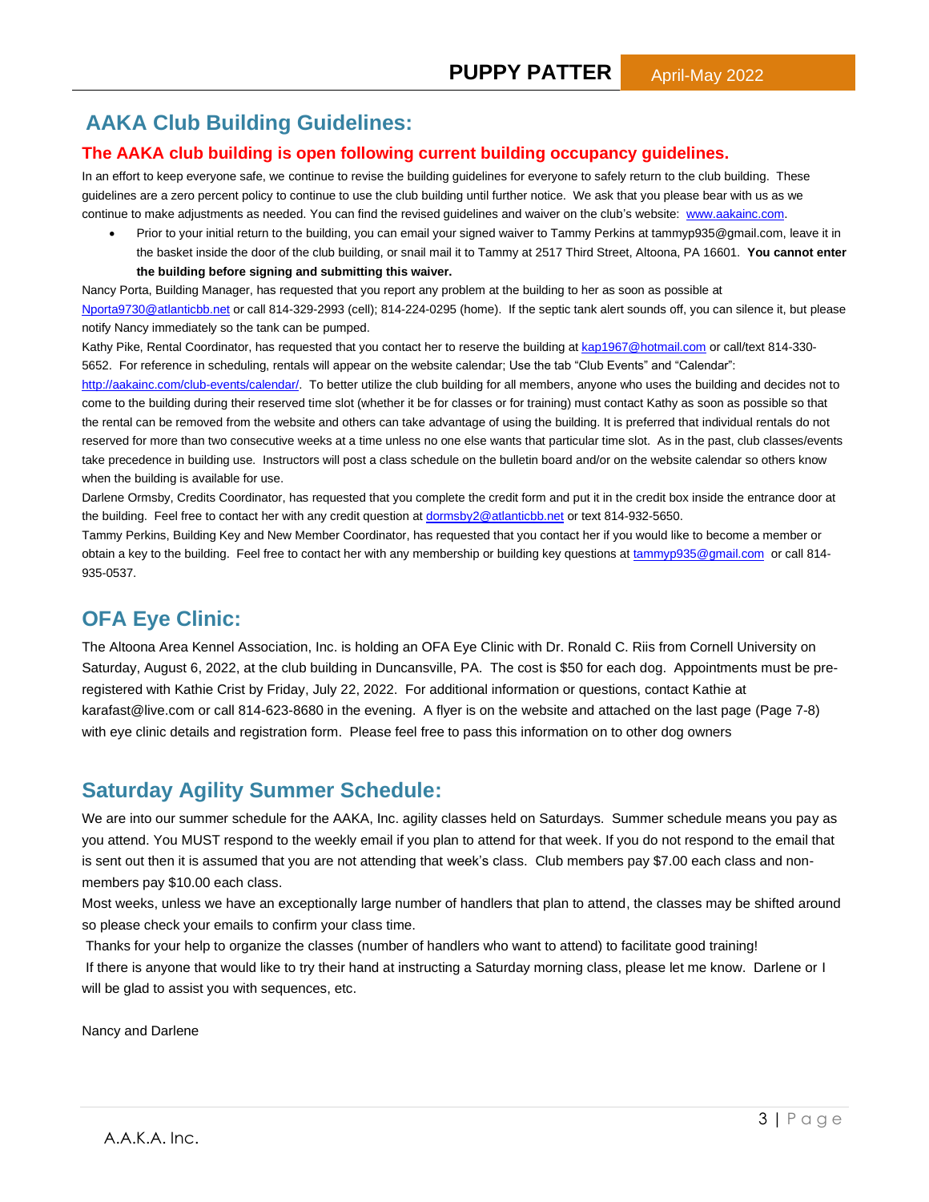## AAKA Club Building Guidelines:

### The AAKA club building is open following current building occupancy guidelines.

In an effort to keep everyone safe, we continue to revise the building guidelines for everyone to safely return to the club building. These guidelines are a zero percent policy to continue to use the club building until further notice. We ask that you please bear with us as we continue to make adjustments as needed. You can find the revised guidelines and waiver on the club's website: www.aakainc.com.

- Prior to your initial return to the building, you can email your signed waiver to Tammy Perkins at tammyp935@gmail.com, leave it in the basket inside the door of the club building, or snail mail it to Tammy at 2517 Third Street, Altoona, PA 16601. **You cannot enter the building before signing and submitting this waiver.**

Nancy Porta, Building Manager, has requested that you report any problem at the building to her as soon as possible at Nporta9730@atlanticbb.net or call 814-329-2993 (cell); 814-224-0295 (home). If the septic tank alert sounds off, you can silence it, but please notify Nancy immediately so the tank can be pumped.

Kathy Pike, Rental Coordinator, has requested that you contact her to reserve the building at kap1967@hotmail.com or call/text 814-330-5652. For reference in scheduling, rentals will appear on the website calendar; Use the tab "Club Events" and "Calendar": http://aakainc.com/club-events/calendar/. To better utilize the club building for all members, anyone who uses the building and decides not to come to the building during their reserved time slot (whether it be for classes or for training) must contact Kathy as soon as possible so that the rental can be removed from the website and others can take advantage of using the building. It is preferred that individual rentals do not reserved for more than two consecutive weeks at a time unless no one else wants that particular time slot. As in the past, club classes/events take precedence in building use. Instructors will post a class schedule on the bulletin board and/or on the website calendar so others know when the building is available for use.

Darlene Ormsby, Credits Coordinator, has requested that you complete the credit form and put it in the credit box inside the entrance door at the building. Feel free to contact her with any credit question at dormsby2@atlanticbb.net or text 814-932-5650.

Tammy Perkins, Building Key and New Member Coordinator, has requested that you contact her if you would like to become a member or obtain a key to the building. Feel free to contact her with any membership or building key questions at tammyp935@gmail.com or call 814-935-0537.

## OFA Eye Clinic:

The Altoona Area Kennel Association, Inc. is holding an OFA Eye Clinic with Dr. Ronald C. Riis from Cornell University on Saturday, August 6, 2022, at the club building in Duncansville, PA. The cost is $50 for each dog. Appointments must be pre-registered with Kathie Crist by Friday, July 22, 2022. For additional information or questions, contact Kathie at karafast@live.com or call 814-623-8680 in the evening. A flyer is on the website and attached on the last page (Page 7-8) with eye clinic details and registration form. Please feel free to pass this information on to other dog owners

## Saturday Agility Summer Schedule:

We are into our summer schedule for the AAKA, Inc. agility classes held on Saturdays. Summer schedule means you pay as you attend. You MUST respond to the weekly email if you plan to attend for that week. If you do not respond to the email that is sent out then it is assumed that you are not attending that week's class. Club members pay $7.00 each class and non-members pay $10.00 each class.

Most weeks, unless we have an exceptionally large number of handlers that plan to attend, the classes may be shifted around so please check your emails to confirm your class time.

Thanks for your help to organize the classes (number of handlers who want to attend) to facilitate good training!

If there is anyone that would like to try their hand at instructing a Saturday morning class, please let me know. Darlene or I will be glad to assist you with sequences, etc.

Nancy and Darlene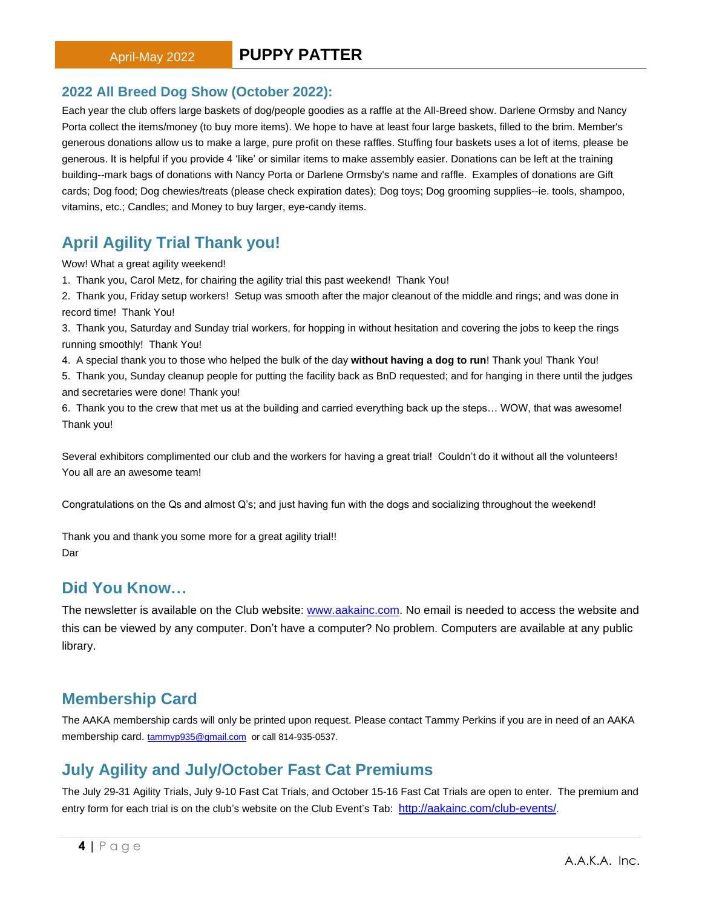## 2022 All Breed Dog Show (October 2022):

Each year the club offers large baskets of dog/people goodies as a raffle at the All-Breed show. Darlene Ormsby and Nancy Porta collect the items/money (to buy more items). We hope to have at least four large baskets, filled to the brim. Member's generous donations allow us to make a large, pure profit on these raffles. Stuffing four baskets uses a lot of items, please be generous. It is helpful if you provide 4 'like' or similar items to make assembly easier. Donations can be left at the training building--mark bags of donations with Nancy Porta or Darlene Ormsby's name and raffle. Examples of donations are Gift cards; Dog food; Dog chewies/treats (please check expiration dates); Dog toys; Dog grooming supplies--ie. tools, shampoo, vitamins, etc.; Candles; and Money to buy larger, eye-candy items.

## April Agility Trial Thank you!

Wow! What a great agility weekend!

1. Thank you, Carol Metz, for chairing the agility trial this past weekend! Thank You!
2. Thank you, Friday setup workers! Setup was smooth after the major cleanout of the middle and rings; and was done in record time! Thank You!
3. Thank you, Saturday and Sunday trial workers, for hopping in without hesitation and covering the jobs to keep the rings running smoothly! Thank You!
4. A special thank you to those who helped the bulk of the day **without having a dog to run**! Thank you! Thank You!
5. Thank you, Sunday cleanup people for putting the facility back as BnD requested; and for hanging in there until the judges and secretaries were done! Thank you!
6. Thank you to the crew that met us at the building and carried everything back up the steps… WOW, that was awesome! Thank you!

Several exhibitors complimented our club and the workers for having a great trial! Couldn't do it without all the volunteers! You all are an awesome team!

Congratulations on the Qs and almost Q's; and just having fun with the dogs and socializing throughout the weekend!

Thank you and thank you some more for a great agility trial!!
Dar

## Did You Know…

The newsletter is available on the Club website: www.aakainc.com. No email is needed to access the website and this can be viewed by any computer. Don't have a computer? No problem. Computers are available at any public library.

## Membership Card

The AAKA membership cards will only be printed upon request. Please contact Tammy Perkins if you are in need of an AAKA membership card. tammyp935@gmail.com or call 814-935-0537.

## July Agility and July/October Fast Cat Premiums

The July 29-31 Agility Trials, July 9-10 Fast Cat Trials, and October 15-16 Fast Cat Trials are open to enter. The premium and entry form for each trial is on the club's website on the Club Event's Tab: http://aakainc.com/club-events/.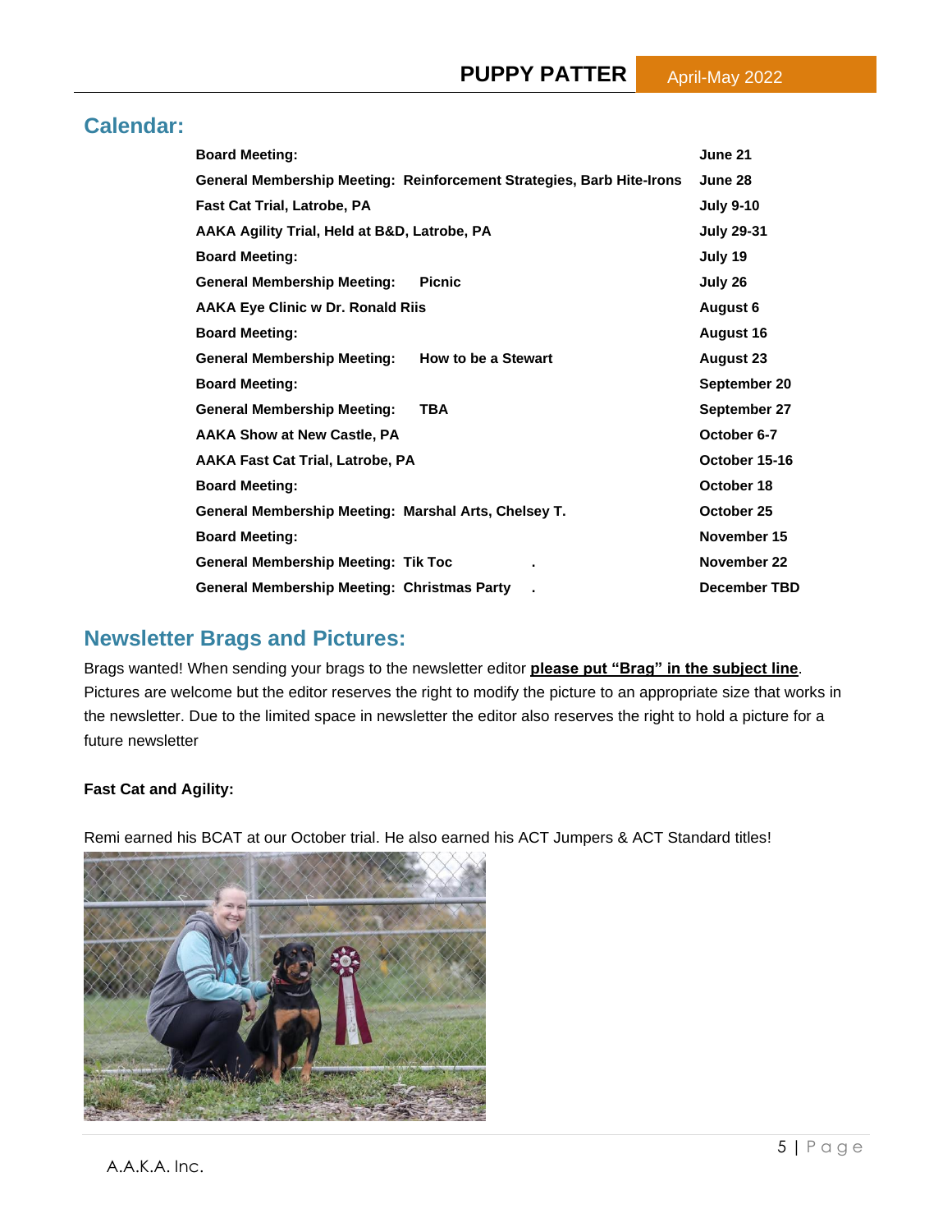## Calendar:

| | |
|---|---|
| **Board Meeting:** | **June 21** |
| **General Membership Meeting: Reinforcement Strategies, Barb Hite-Irons** | **June 28** |
| **Fast Cat Trial, Latrobe, PA** | **July 9-10** |
| **AAKA Agility Trial, Held at B&D, Latrobe, PA** | **July 29-31** |
| **Board Meeting:** | **July 19** |
| **General Membership Meeting: Picnic** | **July 26** |
| **AAKA Eye Clinic w Dr. Ronald Riis** | **August 6** |
| **Board Meeting:** | **August 16** |
| **General Membership Meeting: How to be a Stewart** | **August 23** |
| **Board Meeting:** | **September 20** |
| **General Membership Meeting: TBA** | **September 27** |
| **AAKA Show at New Castle, PA** | **October 6-7** |
| **AAKA Fast Cat Trial, Latrobe, PA** | **October 15-16** |
| **Board Meeting:** | **October 18** |
| **General Membership Meeting: Marshal Arts, Chelsey T.** | **October 25** |
| **Board Meeting:** | **November 15** |
| **General Membership Meeting: Tik Toc .** | **November 22** |
| **General Membership Meeting: Christmas Party .** | **December TBD** |

## Newsletter Brags and Pictures:

Brags wanted! When sending your brags to the newsletter editor **please put "Brag" in the subject line**. Pictures are welcome but the editor reserves the right to modify the picture to an appropriate size that works in the newsletter. Due to the limited space in newsletter the editor also reserves the right to hold a picture for a future newsletter

**Fast Cat and Agility:**

Remi earned his BCAT at our October trial. He also earned his ACT Jumpers & ACT Standard titles!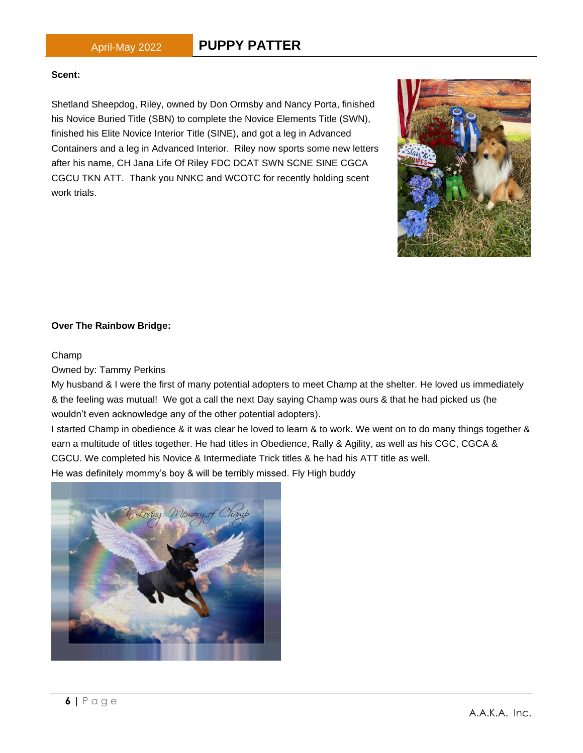**Scent:**

Shetland Sheepdog, Riley, owned by Don Ormsby and Nancy Porta, finished his Novice Buried Title (SBN) to complete the Novice Elements Title (SWN), finished his Elite Novice Interior Title (SINE), and got a leg in Advanced Containers and a leg in Advanced Interior. Riley now sports some new letters after his name, CH Jana Life Of Riley FDC DCAT SWN SCNE SINE CGCA CGCU TKN ATT. Thank you NNKC and WCOTC for recently holding scent work trials.

**Over The Rainbow Bridge:**

Champ

Owned by: Tammy Perkins

My husband & I were the first of many potential adopters to meet Champ at the shelter. He loved us immediately & the feeling was mutual! We got a call the next Day saying Champ was ours & that he had picked us (he wouldn't even acknowledge any of the other potential adopters).

I started Champ in obedience & it was clear he loved to learn & to work. We went on to do many things together & earn a multitude of titles together. He had titles in Obedience, Rally & Agility, as well as his CGC, CGCA & CGCU. We completed his Novice & Intermediate Trick titles & he had his ATT title as well.

He was definitely mommy's boy & will be terribly missed. Fly High buddy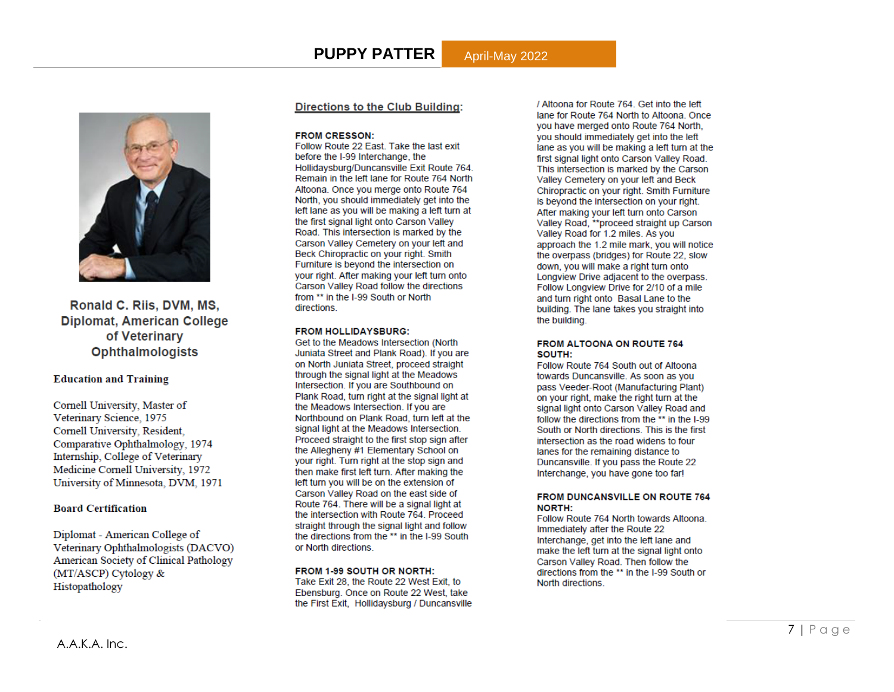## Ronald C. Riis, DVM, MS, Diplomat, American College of Veterinary Ophthalmologists

**Education and Training**

Cornell University, Master of Veterinary Science, 1975
Cornell University, Resident, Comparative Ophthalmology, 1974
Internship, College of Veterinary Medicine Cornell University, 1972
University of Minnesota, DVM, 1971

**Board Certification**

Diplomat - American College of Veterinary Ophthalmologists (DACVO)
American Society of Clinical Pathology (MT/ASCP) Cytology & Histopathology

## Directions to the Club Building:

**FROM CRESSON:**
Follow Route 22 East. Take the last exit before the I-99 Interchange, the Hollidaysburg/Duncansville Exit Route 764. Remain in the left lane for Route 764 North Altoona. Once you merge onto Route 764 North, you should immediately get into the left lane as you will be making a left turn at the first signal light onto Carson Valley Road. This intersection is marked by the Carson Valley Cemetery on your left and Beck Chiropractic on your right. Smith Furniture is beyond the intersection on your right. After making your left turn onto Carson Valley Road follow the directions from ** in the I-99 South or North directions.

**FROM HOLLIDAYSBURG:**
Get to the Meadows Intersection (North Juniata Street and Plank Road). If you are on North Juniata Street, proceed straight through the signal light at the Meadows Intersection. If you are Southbound on Plank Road, turn right at the signal light at the Meadows Intersection. If you are Northbound on Plank Road, turn left at the signal light at the Meadows Intersection. Proceed straight to the first stop sign after the Allegheny #1 Elementary School on your right. Turn right at the stop sign and then make first left turn. After making the left turn you will be on the extension of Carson Valley Road on the east side of Route 764. There will be a signal light at the intersection with Route 764. Proceed straight through the signal light and follow the directions from the ** in the I-99 South or North directions.

**FROM 1-99 SOUTH OR NORTH:**
Take Exit 28, the Route 22 West Exit, to Ebensburg. Once on Route 22 West, take the First Exit, Hollidaysburg / Duncansville / Altoona for Route 764. Get into the left lane for Route 764 North to Altoona. Once you have merged onto Route 764 North, you should immediately get into the left lane as you will be making a left turn at the first signal light onto Carson Valley Road. This intersection is marked by the Carson Valley Cemetery on your left and Beck Chiropractic on your right. Smith Furniture is beyond the intersection on your right. After making your left turn onto Carson Valley Road, **proceed straight up Carson Valley Road for 1.2 miles. As you approach the 1.2 mile mark, you will notice the overpass (bridges) for Route 22, slow down, you will make a right turn onto Longview Drive adjacent to the overpass. Follow Longview Drive for 2/10 of a mile and turn right onto Basal Lane to the building. The lane takes you straight into the building.

**FROM ALTOONA ON ROUTE 764 SOUTH:**
Follow Route 764 South out of Altoona towards Duncansville. As soon as you pass Veeder-Root (Manufacturing Plant) on your right, make the right turn at the signal light onto Carson Valley Road and follow the directions from the ** in the I-99 South or North directions. This is the first intersection as the road widens to four lanes for the remaining distance to Duncansville. If you pass the Route 22 Interchange, you have gone too far!

**FROM DUNCANSVILLE ON ROUTE 764 NORTH:**
Follow Route 764 North towards Altoona. Immediately after the Route 22 Interchange, get into the left lane and make the left turn at the signal light onto Carson Valley Road. Then follow the directions from the ** in the I-99 South or North directions.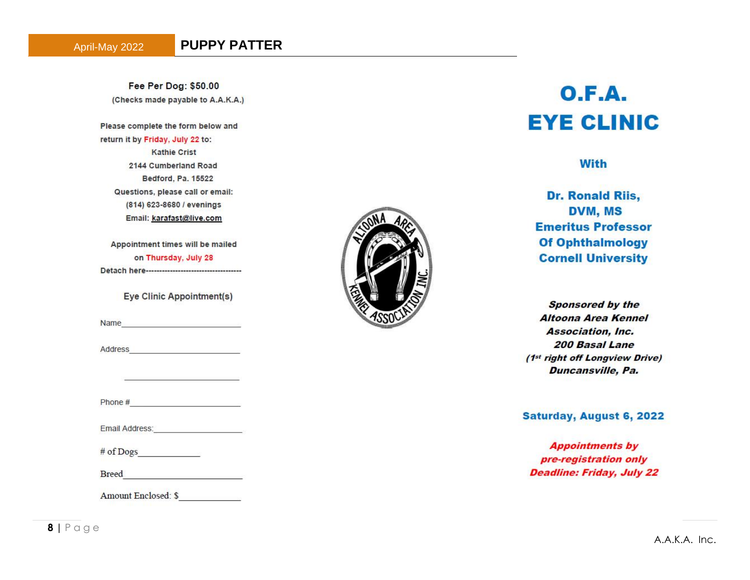**Fee Per Dog: $50.00**

**(Checks made payable to A.A.K.A.)**

**Please complete the form below and return it by Friday, July 22 to:**

**Kathie Crist**
**2144 Cumberland Road**
**Bedford, Pa. 15522**

**Questions, please call or email:**
**(814) 623-8680 / evenings**
**Email: karafast@live.com**

**Appointment times will be mailed on Thursday, July 28**

**Detach here-----------------------------------**

## Eye Clinic Appointment(s)

Name______________________________

Address____________________________

______________________________

Phone #___________________________

Email Address:____________________

# of Dogs_____________

Breed_____________________________

Amount Enclosed: $_____________

# O.F.A. EYE CLINIC

**With**

**Dr. Ronald Riis, DVM, MS**
**Emeritus Professor Of Ophthalmology**
**Cornell University**

***Sponsored by the Altoona Area Kennel Association, Inc.***
***200 Basal Lane***
***(1st right off Longview Drive)***
***Duncansville, Pa.***

**Saturday, August 6, 2022**

***Appointments by pre-registration only***
***Deadline: Friday, July 22***

A.A.K.A. Inc.